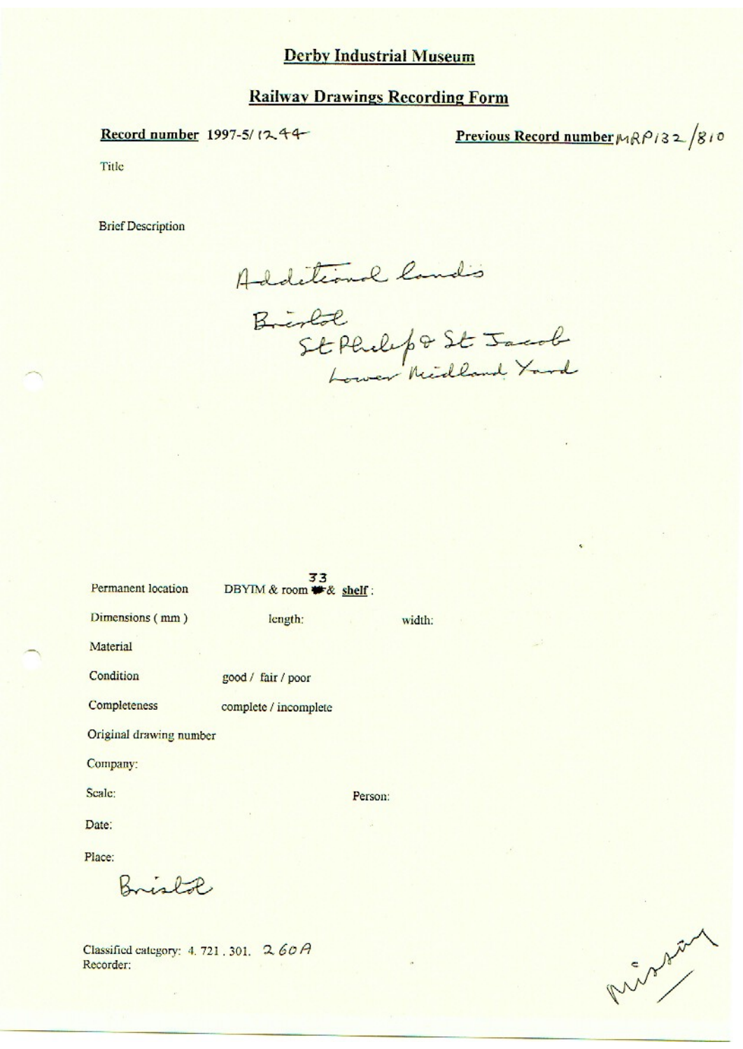# Derby Industrial Museum

## Railway Drawings Recording Form

**Record number** 1997-5/1244

**Previous Record number** MRP132/810

Title

Brief Description

Additional lands

Bristol
St Philip & St Jacob
Lower Midland Yard

Permanent location DBYIM & room 33 & **shelf**:

Dimensions (mm) length: width:

Material

Condition good / fair / poor

Completeness complete / incomplete

Original drawing number

Company:

Scale: Person:

Date:

Place:

Bristol

Classified category: 4. 721. 301. 260A

Recorder:

Missing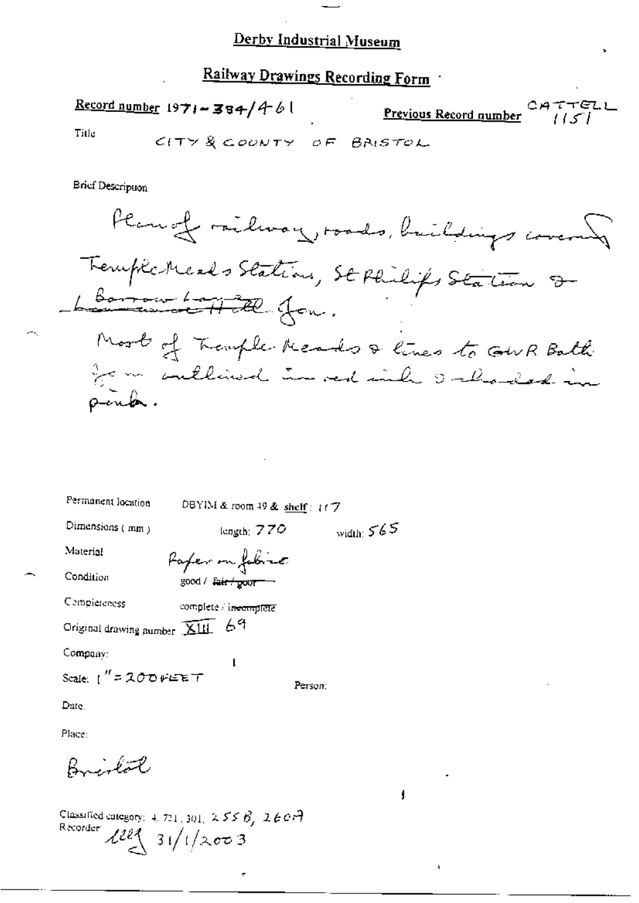# Derby Industrial Museum

## Railway Drawings Recording Form

**Record number** 1971-384/461 **Previous Record number** CATTELL 1151

Title CITY & COUNTY OF BRISTOL

Brief Description

Plan of railway, roads, buildings covering Temple Meads Station, St Philips Station & ~~Barrow Lane~~ ~~Hall~~ Jcn.

Most of Temple Meads & lines to GWR Bath Jcn outlined in red ink & shaded in pink.

Permanent location DBYIM & room 49 & shelf: 117

Dimensions (mm) length: 770 width: 565

Material Paper on fabric

Condition good / ~~fair / poor~~

Completeness complete / ~~incomplete~~

Original drawing number XIII 69

Company:

Scale: 1" = 200 FEET

Person:

Date:

Place:

Bristol

Classified category: 4. 721. 301. 255B, 260A

Recorder: lll 31/1/2003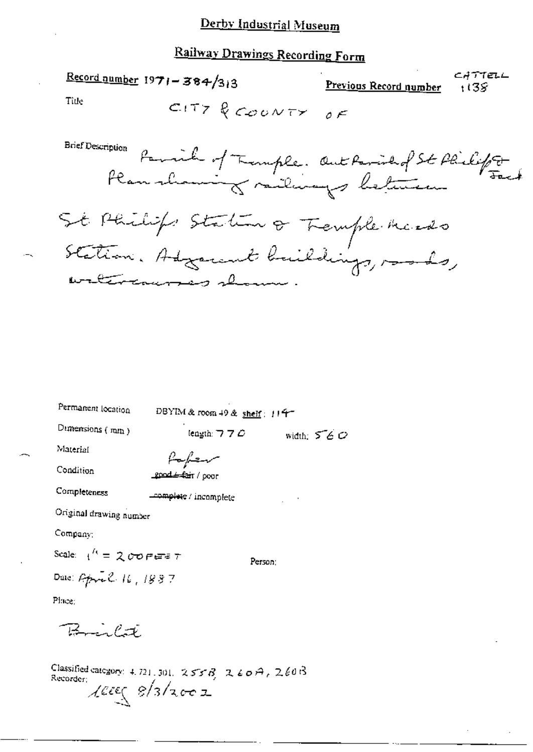# Derby Industrial Museum

## Railway Drawings Recording Form

**Record number** 1971-384/313 **Previous Record number** CATTELL 1138

Title CITY & COUNTY OF

Brief Description Parish of Temple. Out Parish of St Philip & Jacob. Plan showing railways between St Philips Station & Temple Meads Station. Adjacent buildings, roads, watercourses shown.

Permanent location DBYIM & room 49 & shelf: 114

Dimensions (mm) length: 770 width: 560

Material Paper

Condition ~~good / fair~~ / poor

Completeness ~~complete~~ / incomplete

Original drawing number

Company:

Scale: 1" = 200 FEET

Person:

Date: April 16, 1887

Place:

Bristol

Classified category: 4.721.301. 255B, 260A, 260B

Recorder: 
1ccc 8/3/2002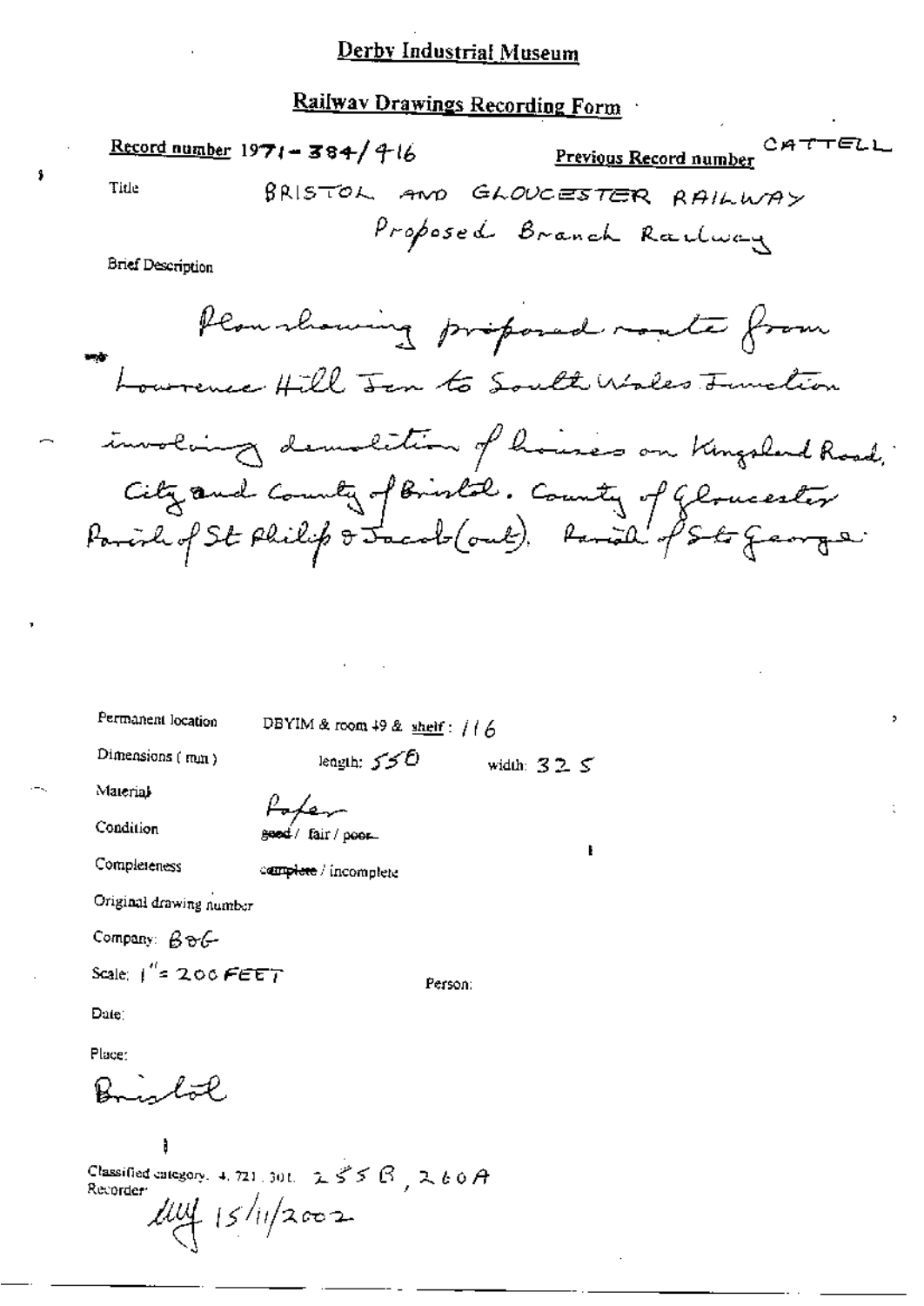# Derby Industrial Museum

## Railway Drawings Recording Form

**Record number** 1971-384/416 **Previous Record number** CATTELL

Title BRISTOL AND GLOUCESTER RAILWAY
Proposed Branch Railway

Brief Description

Plan showing proposed route from Lawrence Hill Jcn to South Wales Junction involving demolition of houses on Kingsland Road, City and County of Bristol. County of Gloucester Parish of St Philip & Jacob (out). Parish of St George

Permanent location DBYIM & room 49 & shelf: 116

Dimensions (mm) length: 550 width: 325

Material Paper

Condition ~~good~~ / fair / ~~poor~~

Completeness ~~complete~~ / incomplete

Original drawing number

Company: B&G

Scale: 1" = 200 FEET Person:

Date:

Place:
Bristol

Classified category: 4. 721. 301. 255B, 260A
Recorder: 
15/11/2002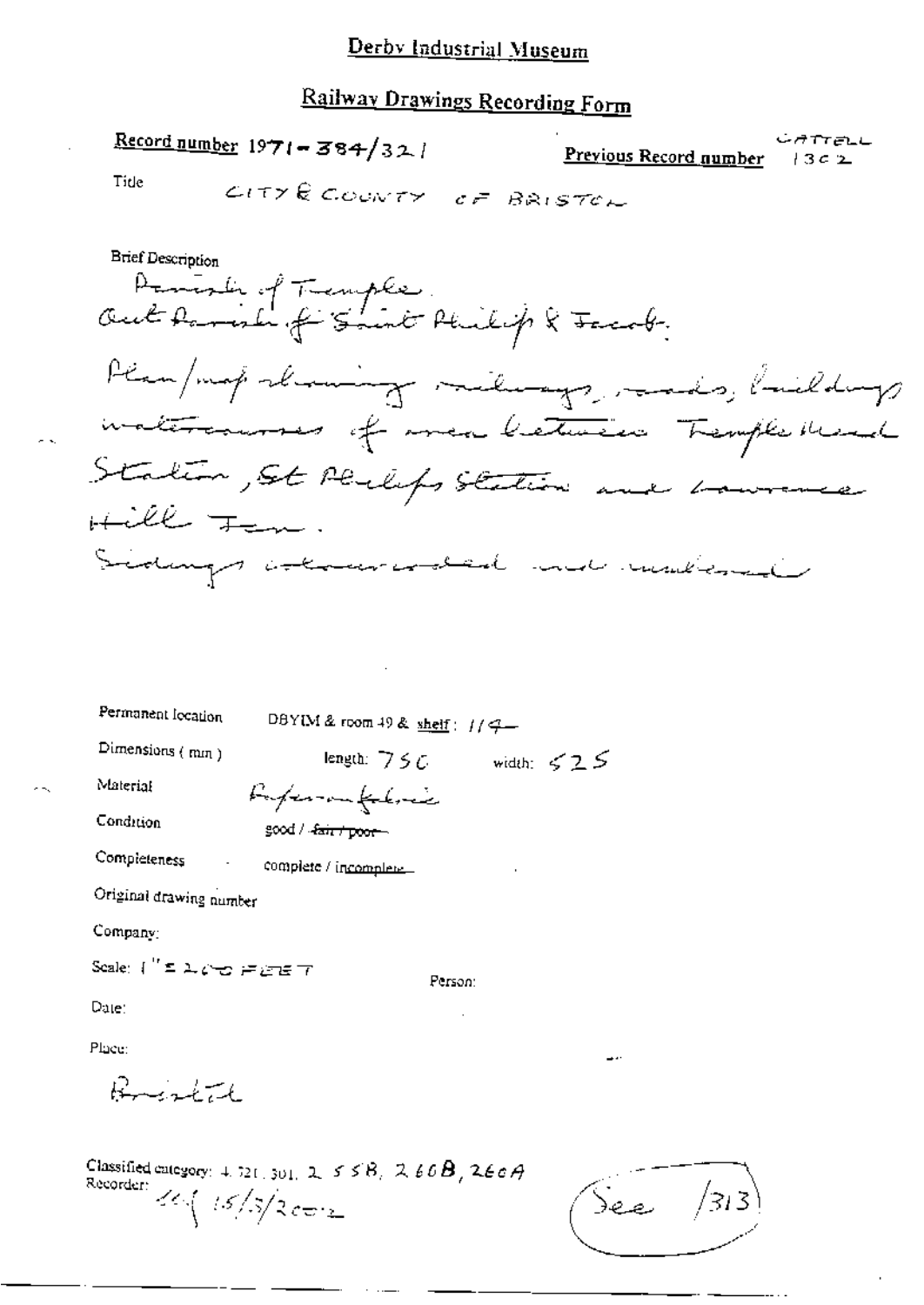# Derby Industrial Museum

## Railway Drawings Recording Form

**Record number** 1971-384/321

**Previous Record number** CATTELL 1302

Title CITY & COUNTY OF BRISTOL

Brief Description

Parish of Temple.
Out Parish of Saint Philip & Jacob.

Plan/map showing railways, roads, buildings watercourses of area between Temple Mead Station, St Philips Station and Lawrence Hill Jcn.

Sidings coloured and numbered

Permanent location DBYIM & room 49 & shelf: 114

Dimensions (mm) length: 750 width: 525

Material Paper on fabric

Condition good / ~~fair / poor~~

Completeness complete / ~~incomplete~~

Original drawing number

Company:

Scale: 1" = 200 FEET

Person:

Date:

Place:

Bristol

Classified category: 4.721.301, 2.55B, 260B, 260A

Recorder: [illegible] 15/5/2002

See /313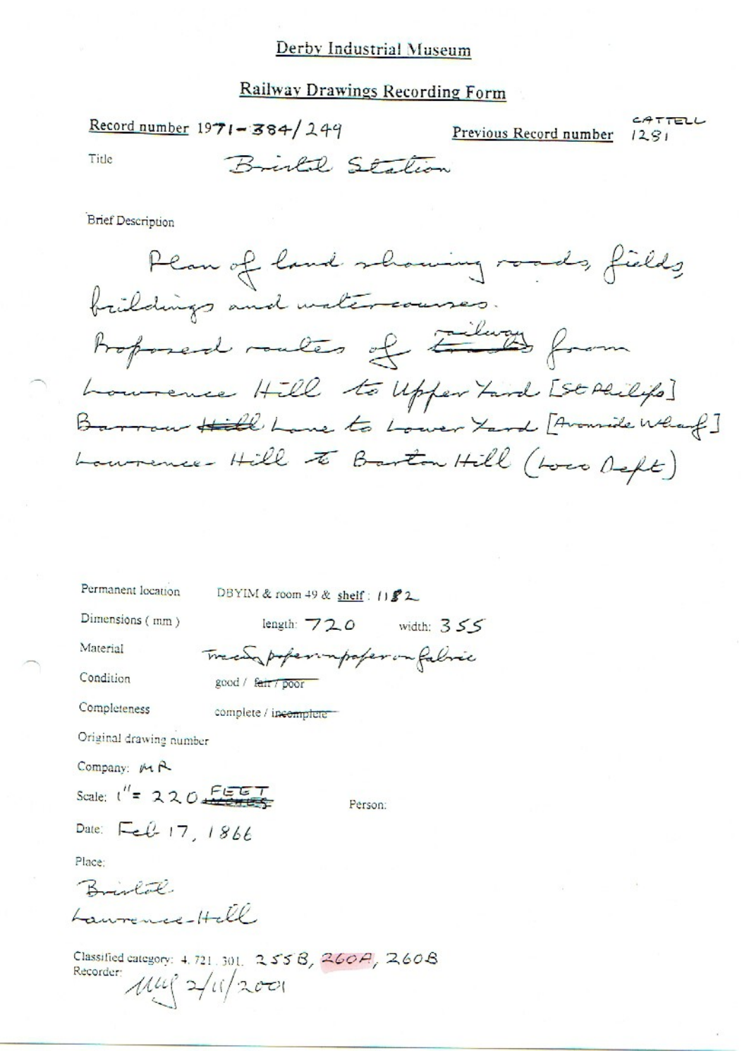# Derby Industrial Museum

## Railway Drawings Recording Form

**Record number** 1971-384/249

**Previous Record number** CATTELL 1281

**Title** Bristol Station

**Brief Description**

Plan of land showing roads, fields buildings and watercourses.
Proposed routes of ~~tracks~~ railway from Lawrence Hill to Upper Yard [St Philips]
Barrow ~~Hill~~ Lane to Lower Yard [Avonside Wharf]
Lawrence Hill to Barton Hill (Loco Dept)

Permanent location DBYIM & room 49 & shelf: 1182

Dimensions (mm) length: 720 width: 355

Material Tracing paper on paper on fabric

Condition good / ~~fair / poor~~

Completeness complete / ~~incomplete~~

Original drawing number

Company: MR

Scale: 1" = 220 FEET

Person:

Date: Feb 17, 1866

Place:
Bristol
Lawrence Hill

Classified category: 4.721.301. 255B, 260A, 260B

Recorder: MG 2/11/2001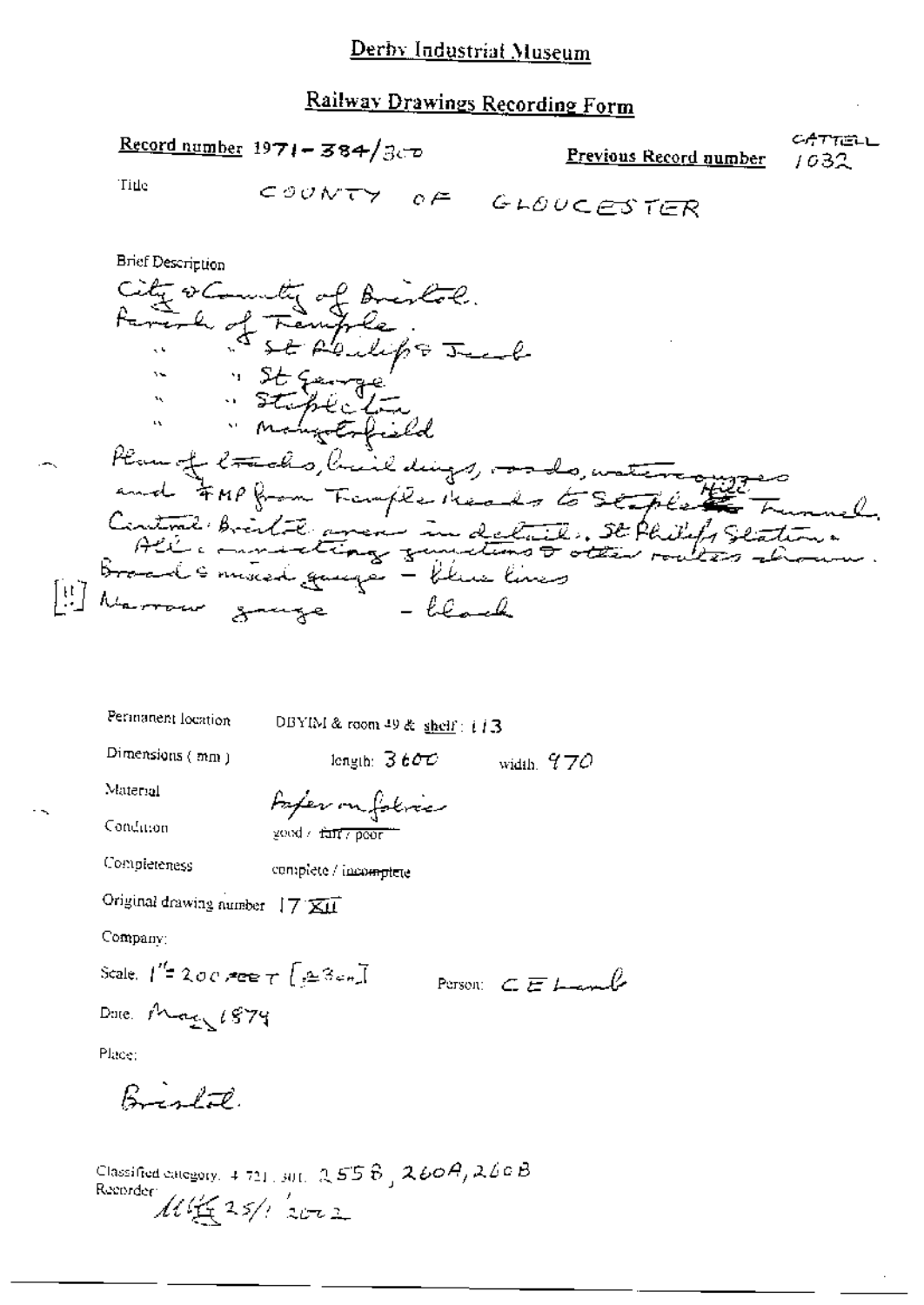# Derby Industrial Museum

## Railway Drawings Recording Form

**Record number** 1971-384/300

**Previous Record number** CATTELL 1032

Title COUNTY OF GLOUCESTER

Brief Description

City & County of Bristol.
Parish of Temple.
" St Philip & Jacob
" St George
" Stapleton
" Mangotsfield

Plan of tracks, buildings, roads, watercourses and FMP from Temple Meads to Staple Hill Tunnel. Central Bristol area in detail. St Philips Station & All connecting junctions & other routes shown.
Broad & mixed gauge - blue lines
[!!] Narrow gauge - black

Permanent location DBYIM & room 49 & shelf: 113

Dimensions (mm) length: 3600 width: 970

Material Paper on fabric

Condition good / ~~fair / poor~~

Completeness complete / ~~incomplete~~

Original drawing number 17 XII

Company:

Scale: 1" = 200 FEET [≙ 3cm]

Person: C E Lamb

Date: May 1874

Place:

Bristol.

Classified category: 4 721 301, 255B, 260A, 260B

Recorder: MG 25/1 2002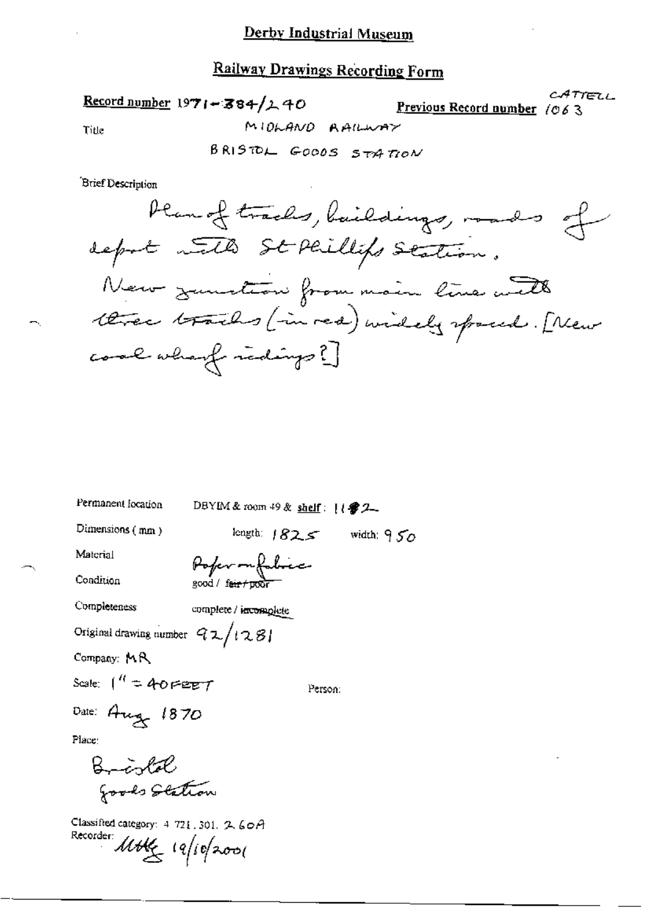# Derby Industrial Museum

## Railway Drawings Recording Form

**Record number** 1971-384/240

**Previous Record number** CATTELL 1063

Title

MIDLAND RAILWAY

BRISTOL GOODS STATION

Brief Description

Plan of tracks, buildings, roads of depot with St Phillips Station. New junction from main line with three tracks (in red) widely spaced. [New coal wharf sidings?]

Permanent location DBYIM & room 49 & **shelf**: 11 2

Dimensions (mm) length: 1825 width: 950

Material Paper on fabric

Condition good / ~~fair / poor~~

Completeness complete / ~~incomplete~~

Original drawing number 92/1281

Company: MR

Scale: 1" = 40 FEET

Person:

Date: Aug 1870

Place:

Bristol
Goods Station

Classified category: 4. 721. 301. 2. 60A

Recorder: MHG 19/10/2001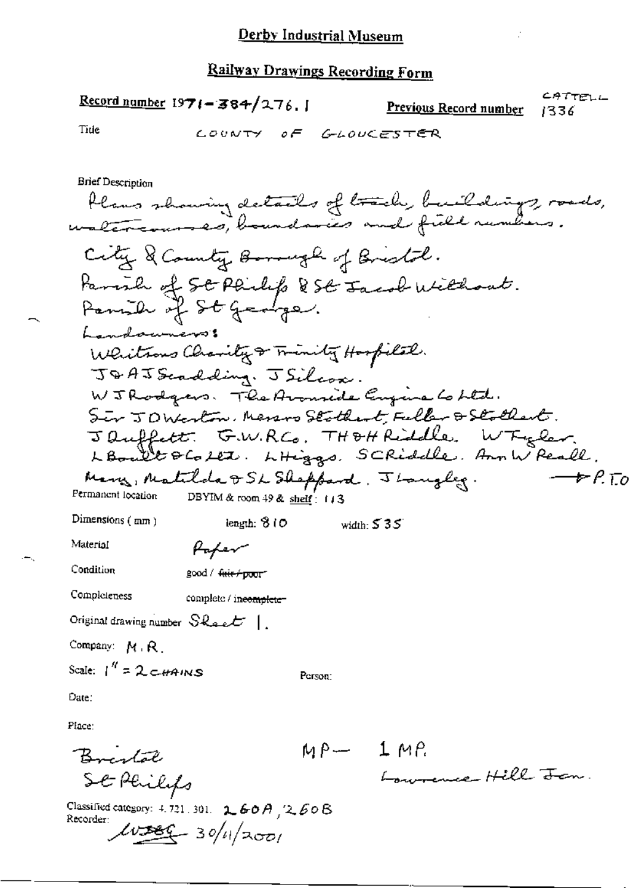# Derby Industrial Museum

## Railway Drawings Recording Form

**Record number** 1971-384/276.1 **Previous Record number** CATTELL 1336

Title COUNTY OF GLOUCESTER

Brief Description

Plans showing details of track, buildings, roads, watercourses, boundaries and field numbers.

City & County Borough of Bristol.
Parish of St Philips & St Jacob Without.
Parish of St George.
Landowners:
Whitsons Charity & Trinity Hospital.
J & A J Scadding. J Silcox.
W J Rodgers. The Avonside Engine Co Ltd.
Sir J D Weston. Messrs Stothert, Fuller & Stothert.
J Dufflett. G.W.R.Co. TH & H Riddle. W Tyler.
L Boult & Co Ltd. L Higgs. S C Riddle. Ann W Peall.
Mary, Matilda & S L Sheppard. J Langley. → P.T.O

Permanent location DBYIM & room 49 & shelf: 113

Dimensions (mm) length: 810 width: 535

Material Paper

Condition good / ~~fair / poor~~

Completeness complete / ~~incomplete~~

Original drawing number Sheet 1.

Company: M.R.

Scale: 1" = 2 CHAINS

Person:

Date:

Place:

Bristol
St Philips

MP— 1 MP.
Lawrence Hill Jcn.

Classified category: 4.721.301. 260A, 260B

Recorder: [signature] 30/11/2001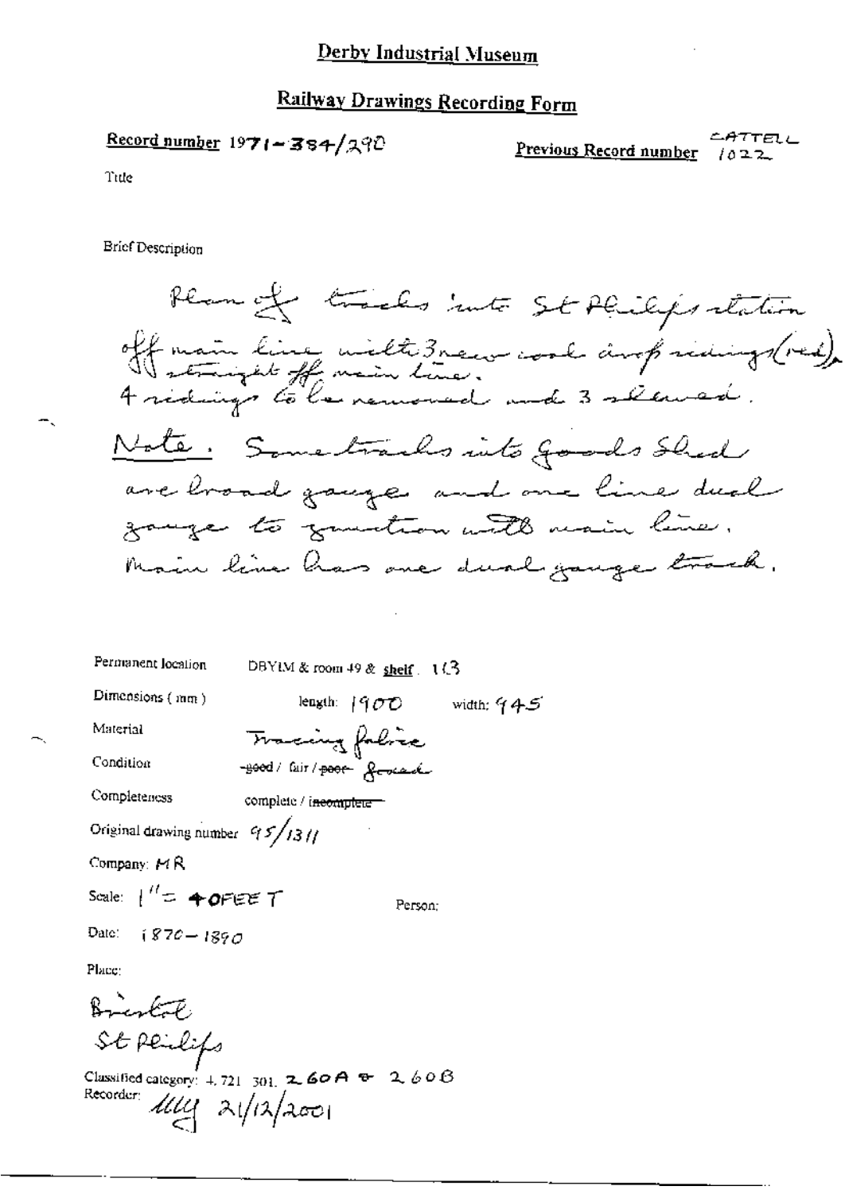# Derby Industrial Museum

## Railway Drawings Recording Form

**Record number** 1971-384/290

**Previous Record number** CATTELL 1022

Title

Brief Description

Plan of tracks into St Philips station off main line with 3 new coal drop sidings (red), straight off main line. 4 sidings to be removed and 3 slewed.

Note. Some tracks into Goods Shed are broad gauge and one line dual gauge to junction with main line. Main line has one dual gauge track.

Permanent location: DBYIM & room 49 & shelf: 113

Dimensions (mm): length: 1900 width: 945

Material: Tracing fabric

Condition: ~~good~~ / fair / ~~poor~~ foxed

Completeness: complete / ~~incomplete~~

Original drawing number: 95/1311

Company: MR

Scale: 1" = 40FEET

Person:

Date: 1870-1890

Place:

Bristol
St Philips

Classified category: 4.721.301. 260A & 260B

Recorder: [signature] 21/12/2001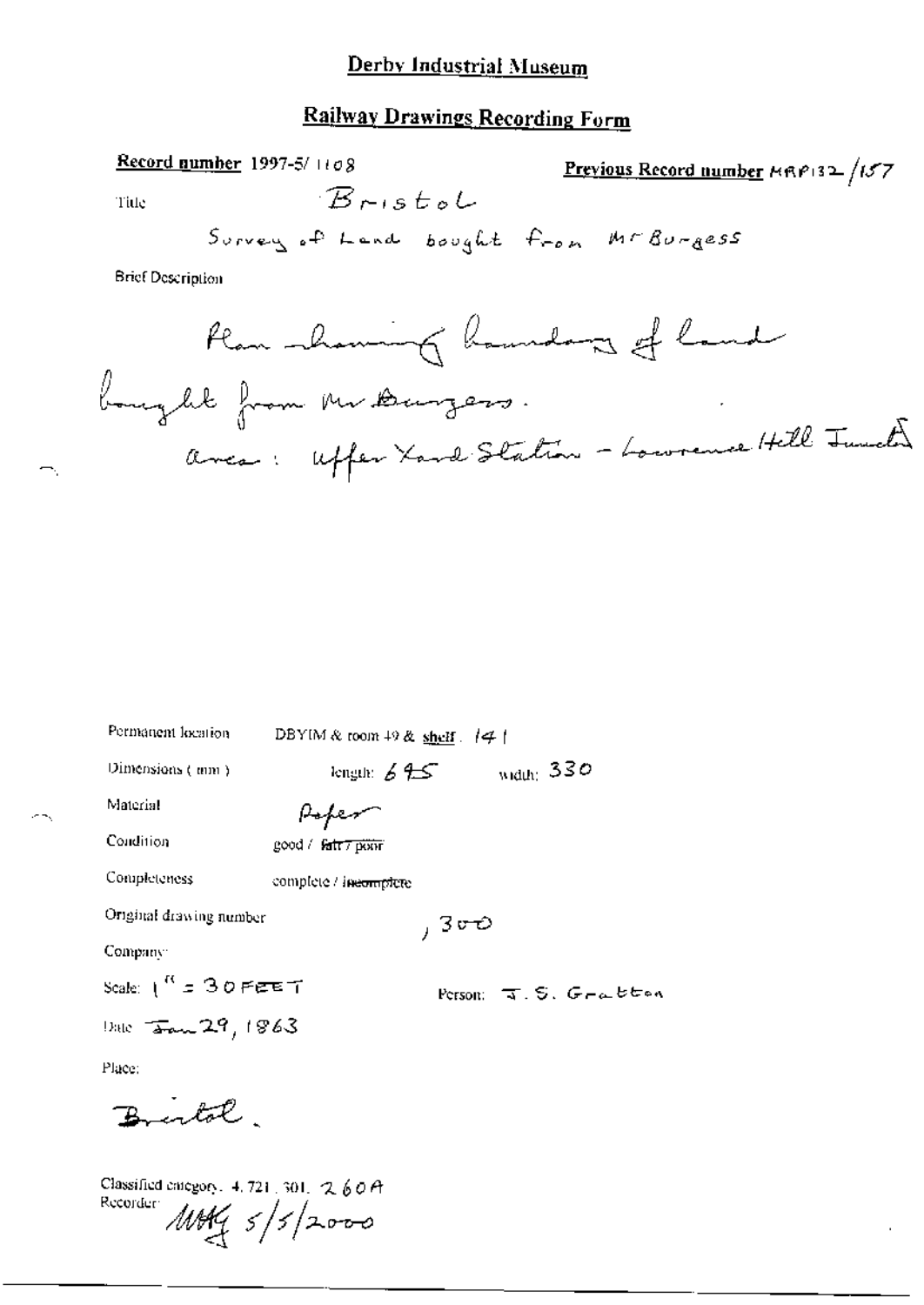# Derby Industrial Museum

## Railway Drawings Recording Form

**Record number** 1997-5/ 1108

**Previous Record number** MRP132 /157

Title

Bristol

Survey of Land bought from Mr Burgess

Brief Description

Plan showing boundary of land bought from Mr Burgess.

area: Upper Yard Station - Lawrence Hill Junction

Permanent location DBYIM & room 49 & shelf : 141

Dimensions (mm) length: 645 width: 330

Material Paper

Condition good / ~~fair / poor~~

Completeness complete / ~~incomplete~~

Original drawing number , 300

Company:

Scale: 1" = 30 FEET

Person: J. S. Gratton

Date Jan 29, 1863

Place:

Bristol.

Classified category: 4.721.301. 260A

Recorder: MAG 5/5/2000